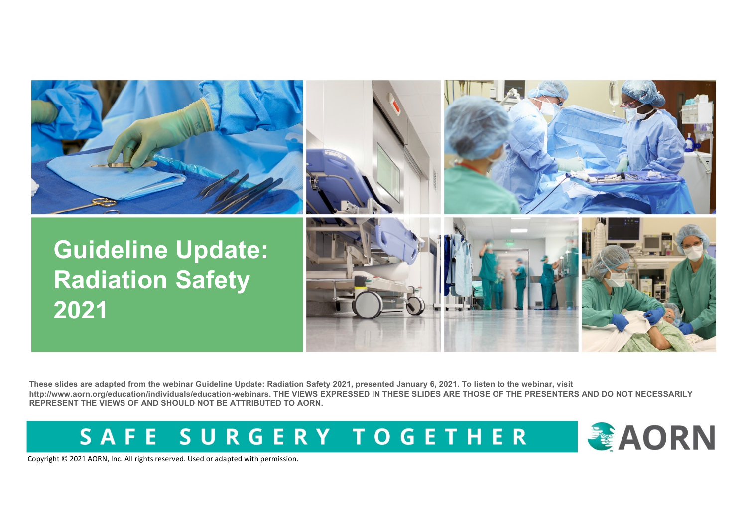# Guideline Update: Radiation Safety 2021

These slides are adapted from the webinar Guideline Update: Radiation Safety 2021, presented January 6, 2021. To listen to the webinar, visit http://www.aorn.org/education/individuals/education-webinars. THE VIEWS EXPRESSED IN THESE SLIDES ARE THOSE OF THE PRESENTERS AND DO NOT NECESSARILY REPRESENT THE VIEWS OF AND SHOULD NOT BE ATTRIBUTED TO AORN.

SAFE SURGERY TOGETHER

AORN

Copyright © 2021 AORN, Inc. All rights reserved. Used or adapted with permission.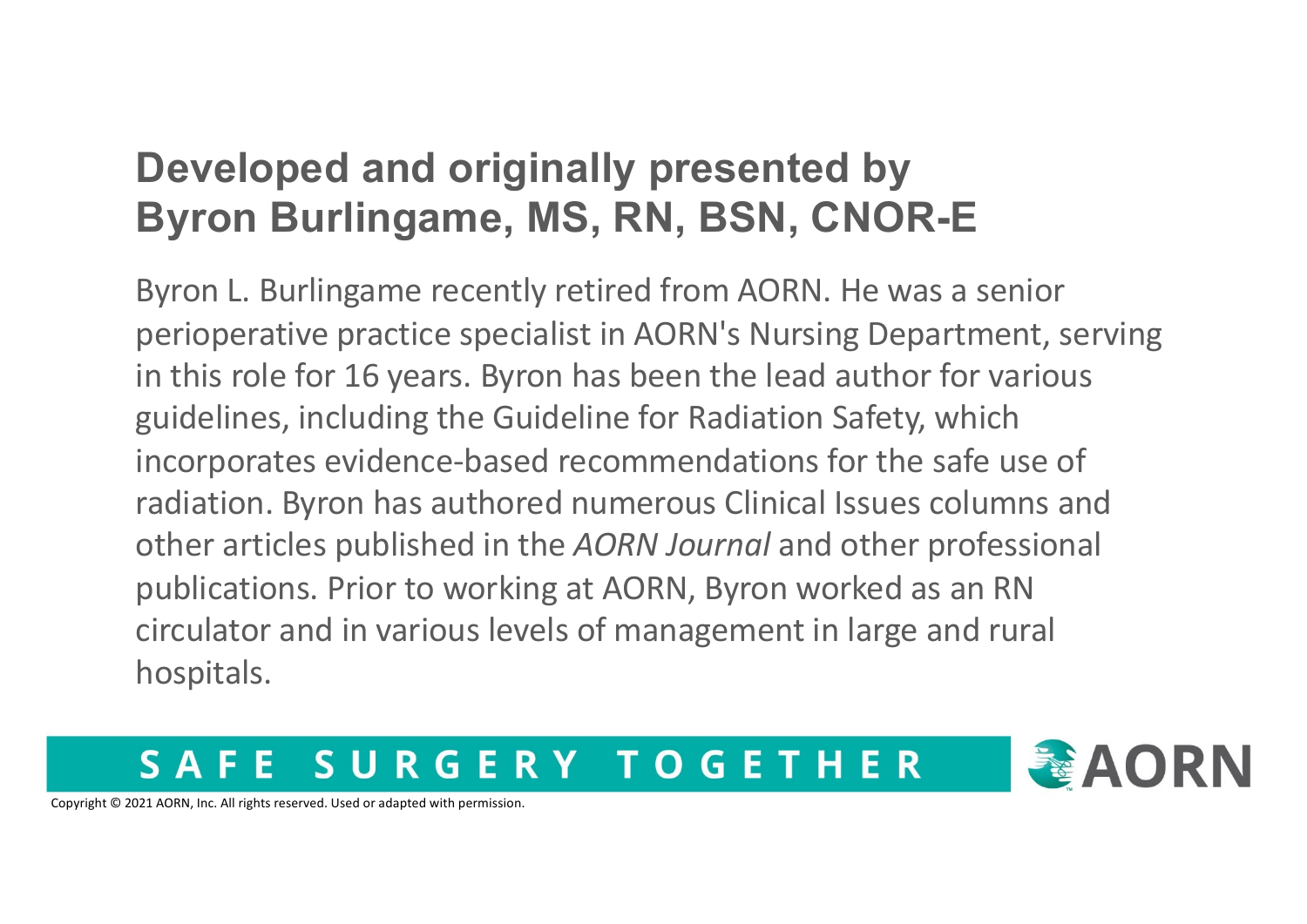# Developed and originally presented by Byron Burlingame, MS, RN, BSN, CNOR-E

Byron L. Burlingame recently retired from AORN. He was a senior perioperative practice specialist in AORN's Nursing Department, serving in this role for 16 years. Byron has been the lead author for various guidelines, including the Guideline for Radiation Safety, which incorporates evidence-based recommendations for the safe use of radiation. Byron has authored numerous Clinical Issues columns and other articles published in the *AORN Journal* and other professional publications. Prior to working at AORN, Byron worked as an RN circulator and in various levels of management in large and rural hospitals.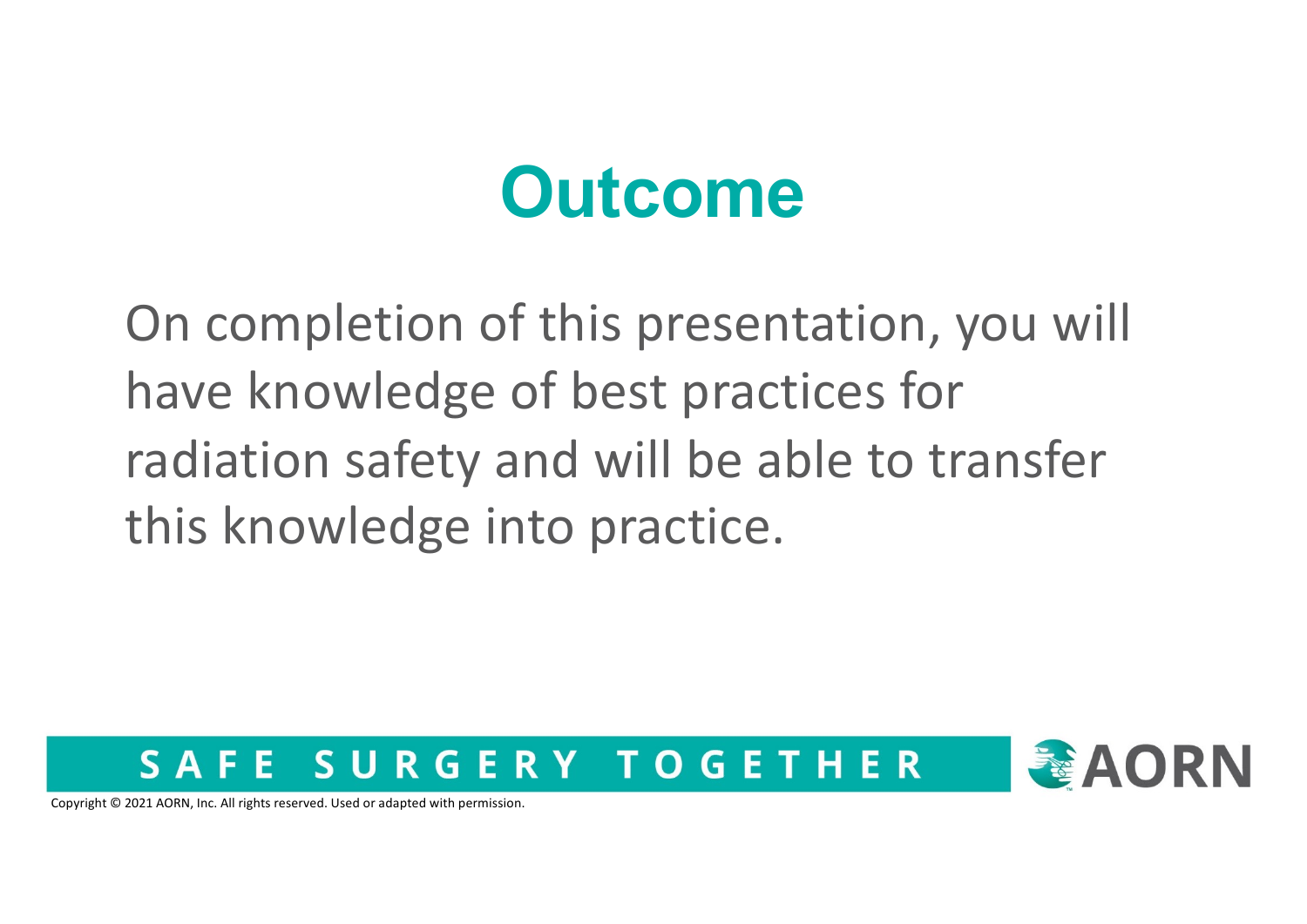# Outcome

On completion of this presentation, you will have knowledge of best practices for radiation safety and will be able to transfer this knowledge into practice.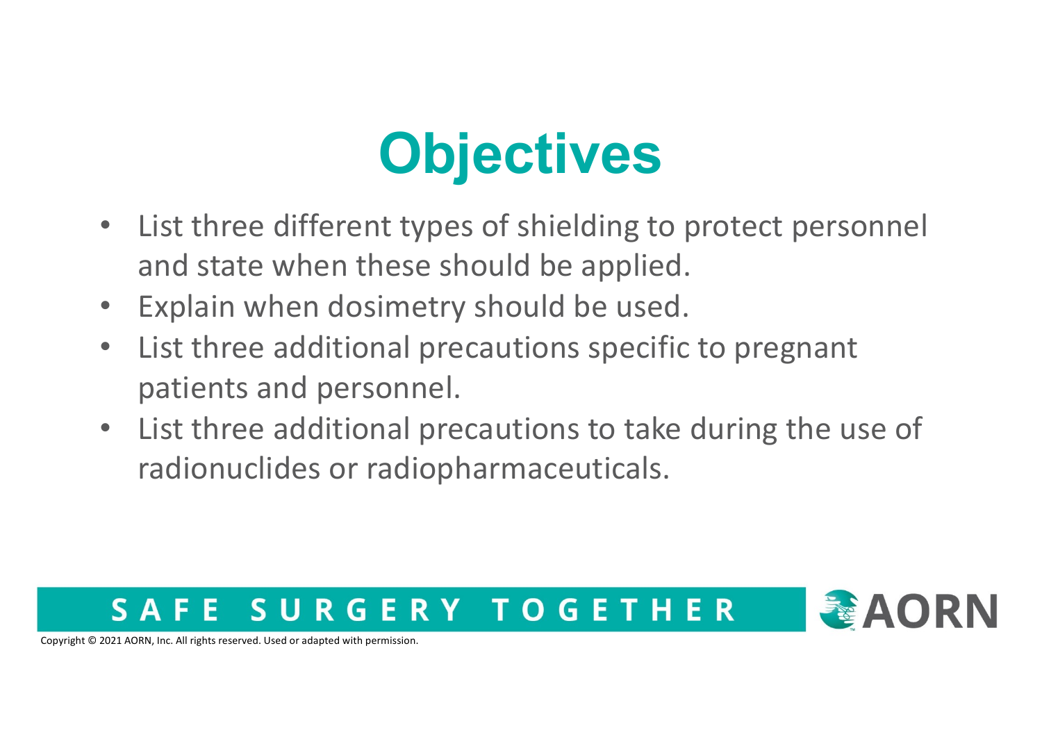# Objectives

- List three different types of shielding to protect personnel and state when these should be applied.
- Explain when dosimetry should be used.
- List three additional precautions specific to pregnant patients and personnel.
- List three additional precautions to take during the use of radionuclides or radiopharmaceuticals.

SAFE SURGERY TOGETHER

AORN

Copyright © 2021 AORN, Inc. All rights reserved. Used or adapted with permission.